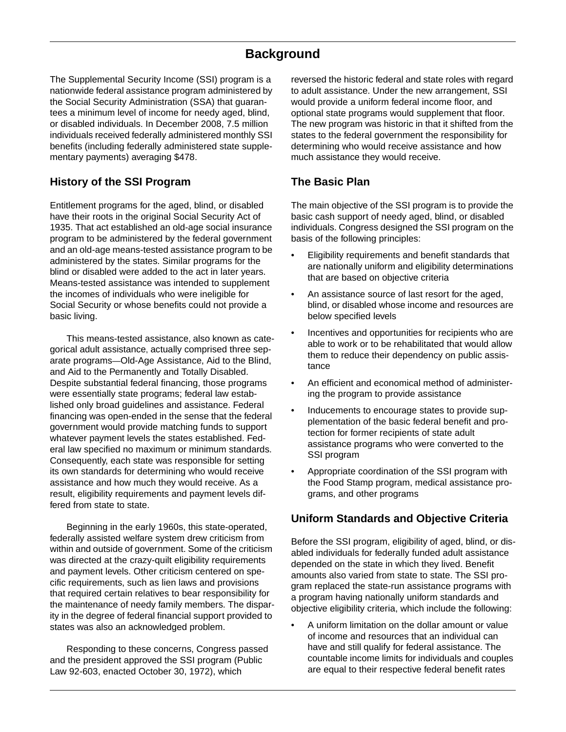# Background

The Supplemental Security Income (SSI) program is a nationwide federal assistance program administered by the Social Security Administration (SSA) that guarantees a minimum level of income for needy aged, blind, or disabled individuals. In December 2008, 7.5 million individuals received federally administered monthly SSI benefits (including federally administered state supplementary payments) averaging $478.

## History of the SSI Program

Entitlement programs for the aged, blind, or disabled have their roots in the original Social Security Act of 1935. That act established an old-age social insurance program to be administered by the federal government and an old-age means-tested assistance program to be administered by the states. Similar programs for the blind or disabled were added to the act in later years. Means-tested assistance was intended to supplement the incomes of individuals who were ineligible for Social Security or whose benefits could not provide a basic living.

This means-tested assistance, also known as categorical adult assistance, actually comprised three separate programs—Old-Age Assistance, Aid to the Blind, and Aid to the Permanently and Totally Disabled. Despite substantial federal financing, those programs were essentially state programs; federal law established only broad guidelines and assistance. Federal financing was open-ended in the sense that the federal government would provide matching funds to support whatever payment levels the states established. Federal law specified no maximum or minimum standards. Consequently, each state was responsible for setting its own standards for determining who would receive assistance and how much they would receive. As a result, eligibility requirements and payment levels differed from state to state.

Beginning in the early 1960s, this state-operated, federally assisted welfare system drew criticism from within and outside of government. Some of the criticism was directed at the crazy-quilt eligibility requirements and payment levels. Other criticism centered on specific requirements, such as lien laws and provisions that required certain relatives to bear responsibility for the maintenance of needy family members. The disparity in the degree of federal financial support provided to states was also an acknowledged problem.

Responding to these concerns, Congress passed and the president approved the SSI program (Public Law 92-603, enacted October 30, 1972), which reversed the historic federal and state roles with regard to adult assistance. Under the new arrangement, SSI would provide a uniform federal income floor, and optional state programs would supplement that floor. The new program was historic in that it shifted from the states to the federal government the responsibility for determining who would receive assistance and how much assistance they would receive.

## The Basic Plan

The main objective of the SSI program is to provide the basic cash support of needy aged, blind, or disabled individuals. Congress designed the SSI program on the basis of the following principles:

- Eligibility requirements and benefit standards that are nationally uniform and eligibility determinations that are based on objective criteria
- An assistance source of last resort for the aged, blind, or disabled whose income and resources are below specified levels
- Incentives and opportunities for recipients who are able to work or to be rehabilitated that would allow them to reduce their dependency on public assistance
- An efficient and economical method of administering the program to provide assistance
- Inducements to encourage states to provide supplementation of the basic federal benefit and protection for former recipients of state adult assistance programs who were converted to the SSI program
- Appropriate coordination of the SSI program with the Food Stamp program, medical assistance programs, and other programs

## Uniform Standards and Objective Criteria

Before the SSI program, eligibility of aged, blind, or disabled individuals for federally funded adult assistance depended on the state in which they lived. Benefit amounts also varied from state to state. The SSI program replaced the state-run assistance programs with a program having nationally uniform standards and objective eligibility criteria, which include the following:

- A uniform limitation on the dollar amount or value of income and resources that an individual can have and still qualify for federal assistance. The countable income limits for individuals and couples are equal to their respective federal benefit rates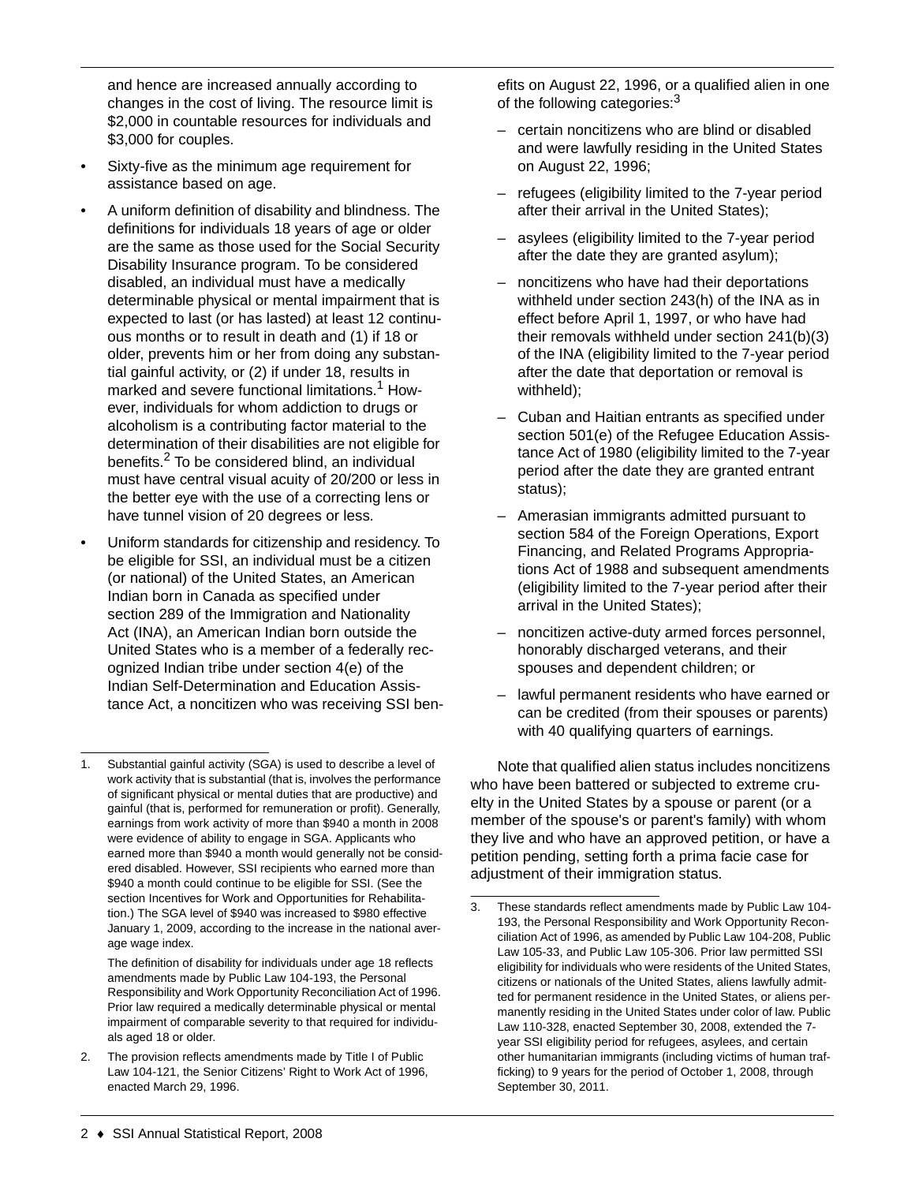and hence are increased annually according to changes in the cost of living. The resource limit is $2,000 in countable resources for individuals and $3,000 for couples.

- Sixty-five as the minimum age requirement for assistance based on age.
- A uniform definition of disability and blindness. The definitions for individuals 18 years of age or older are the same as those used for the Social Security Disability Insurance program. To be considered disabled, an individual must have a medically determinable physical or mental impairment that is expected to last (or has lasted) at least 12 continuous months or to result in death and (1) if 18 or older, prevents him or her from doing any substantial gainful activity, or (2) if under 18, results in marked and severe functional limitations.[1] However, individuals for whom addiction to drugs or alcoholism is a contributing factor material to the determination of their disabilities are not eligible for benefits.[2] To be considered blind, an individual must have central visual acuity of 20/200 or less in the better eye with the use of a correcting lens or have tunnel vision of 20 degrees or less.
- Uniform standards for citizenship and residency. To be eligible for SSI, an individual must be a citizen (or national) of the United States, an American Indian born in Canada as specified under section 289 of the Immigration and Nationality Act (INA), an American Indian born outside the United States who is a member of a federally recognized Indian tribe under section 4(e) of the Indian Self-Determination and Education Assistance Act, a noncitizen who was receiving SSI benefits on August 22, 1996, or a qualified alien in one of the following categories:[3]
  - certain noncitizens who are blind or disabled and were lawfully residing in the United States on August 22, 1996;
  - refugees (eligibility limited to the 7-year period after their arrival in the United States);
  - asylees (eligibility limited to the 7-year period after the date they are granted asylum);
  - noncitizens who have had their deportations withheld under section 243(h) of the INA as in effect before April 1, 1997, or who have had their removals withheld under section 241(b)(3) of the INA (eligibility limited to the 7-year period after the date that deportation or removal is withheld);
  - Cuban and Haitian entrants as specified under section 501(e) of the Refugee Education Assistance Act of 1980 (eligibility limited to the 7-year period after the date they are granted entrant status);
  - Amerasian immigrants admitted pursuant to section 584 of the Foreign Operations, Export Financing, and Related Programs Appropriations Act of 1988 and subsequent amendments (eligibility limited to the 7-year period after their arrival in the United States);
  - noncitizen active-duty armed forces personnel, honorably discharged veterans, and their spouses and dependent children; or
  - lawful permanent residents who have earned or can be credited (from their spouses or parents) with 40 qualifying quarters of earnings.

Note that qualified alien status includes noncitizens who have been battered or subjected to extreme cruelty in the United States by a spouse or parent (or a member of the spouse's or parent's family) with whom they live and who have an approved petition, or have a petition pending, setting forth a prima facie case for adjustment of their immigration status.

---

1. Substantial gainful activity (SGA) is used to describe a level of work activity that is substantial (that is, involves the performance of significant physical or mental duties that are productive) and gainful (that is, performed for remuneration or profit). Generally, earnings from work activity of more than $940 a month in 2008 were evidence of ability to engage in SGA. Applicants who earned more than $940 a month would generally not be considered disabled. However, SSI recipients who earned more than $940 a month could continue to be eligible for SSI. (See the section Incentives for Work and Opportunities for Rehabilitation.) The SGA level of $940 was increased to $980 effective January 1, 2009, according to the increase in the national average wage index.

   The definition of disability for individuals under age 18 reflects amendments made by Public Law 104-193, the Personal Responsibility and Work Opportunity Reconciliation Act of 1996. Prior law required a medically determinable physical or mental impairment of comparable severity to that required for individuals aged 18 or older.

2. The provision reflects amendments made by Title I of Public Law 104-121, the Senior Citizens' Right to Work Act of 1996, enacted March 29, 1996.

3. These standards reflect amendments made by Public Law 104-193, the Personal Responsibility and Work Opportunity Reconciliation Act of 1996, as amended by Public Law 104-208, Public Law 105-33, and Public Law 105-306. Prior law permitted SSI eligibility for individuals who were residents of the United States, citizens or nationals of the United States, aliens lawfully admitted for permanent residence in the United States, or aliens permanently residing in the United States under color of law. Public Law 110-328, enacted September 30, 2008, extended the 7-year SSI eligibility period for refugees, asylees, and certain other humanitarian immigrants (including victims of human trafficking) to 9 years for the period of October 1, 2008, through September 30, 2011.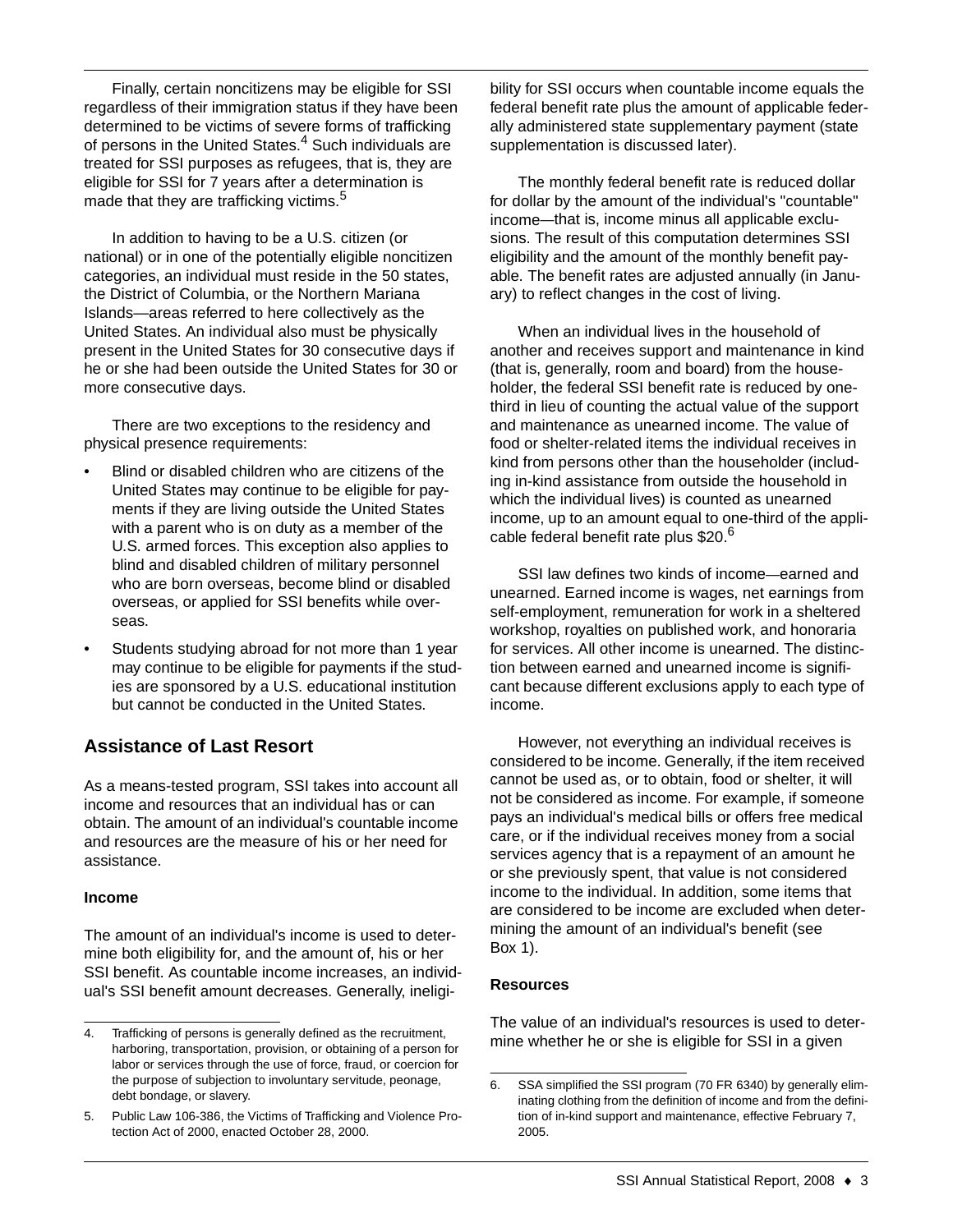Finally, certain noncitizens may be eligible for SSI regardless of their immigration status if they have been determined to be victims of severe forms of trafficking of persons in the United States.[4] Such individuals are treated for SSI purposes as refugees, that is, they are eligible for SSI for 7 years after a determination is made that they are trafficking victims.[5]

In addition to having to be a U.S. citizen (or national) or in one of the potentially eligible noncitizen categories, an individual must reside in the 50 states, the District of Columbia, or the Northern Mariana Islands—areas referred to here collectively as the United States. An individual also must be physically present in the United States for 30 consecutive days if he or she had been outside the United States for 30 or more consecutive days.

There are two exceptions to the residency and physical presence requirements:

- Blind or disabled children who are citizens of the United States may continue to be eligible for payments if they are living outside the United States with a parent who is on duty as a member of the U.S. armed forces. This exception also applies to blind and disabled children of military personnel who are born overseas, become blind or disabled overseas, or applied for SSI benefits while overseas.
- Students studying abroad for not more than 1 year may continue to be eligible for payments if the studies are sponsored by a U.S. educational institution but cannot be conducted in the United States.

## Assistance of Last Resort

As a means-tested program, SSI takes into account all income and resources that an individual has or can obtain. The amount of an individual's countable income and resources are the measure of his or her need for assistance.

### Income

The amount of an individual's income is used to determine both eligibility for, and the amount of, his or her SSI benefit. As countable income increases, an individual's SSI benefit amount decreases. Generally, ineligibility for SSI occurs when countable income equals the federal benefit rate plus the amount of applicable federally administered state supplementary payment (state supplementation is discussed later).

The monthly federal benefit rate is reduced dollar for dollar by the amount of the individual's "countable" income—that is, income minus all applicable exclusions. The result of this computation determines SSI eligibility and the amount of the monthly benefit payable. The benefit rates are adjusted annually (in January) to reflect changes in the cost of living.

When an individual lives in the household of another and receives support and maintenance in kind (that is, generally, room and board) from the householder, the federal SSI benefit rate is reduced by one-third in lieu of counting the actual value of the support and maintenance as unearned income. The value of food or shelter-related items the individual receives in kind from persons other than the householder (including in-kind assistance from outside the household in which the individual lives) is counted as unearned income, up to an amount equal to one-third of the applicable federal benefit rate plus $20.[6]

SSI law defines two kinds of income—earned and unearned. Earned income is wages, net earnings from self-employment, remuneration for work in a sheltered workshop, royalties on published work, and honoraria for services. All other income is unearned. The distinction between earned and unearned income is significant because different exclusions apply to each type of income.

However, not everything an individual receives is considered to be income. Generally, if the item received cannot be used as, or to obtain, food or shelter, it will not be considered as income. For example, if someone pays an individual's medical bills or offers free medical care, or if the individual receives money from a social services agency that is a repayment of an amount he or she previously spent, that value is not considered income to the individual. In addition, some items that are considered to be income are excluded when determining the amount of an individual's benefit (see Box 1).

### Resources

The value of an individual's resources is used to determine whether he or she is eligible for SSI in a given

---

4. Trafficking of persons is generally defined as the recruitment, harboring, transportation, provision, or obtaining of a person for labor or services through the use of force, fraud, or coercion for the purpose of subjection to involuntary servitude, peonage, debt bondage, or slavery.

5. Public Law 106-386, the Victims of Trafficking and Violence Protection Act of 2000, enacted October 28, 2000.

6. SSA simplified the SSI program (70 FR 6340) by generally eliminating clothing from the definition of income and from the definition of in-kind support and maintenance, effective February 7, 2005.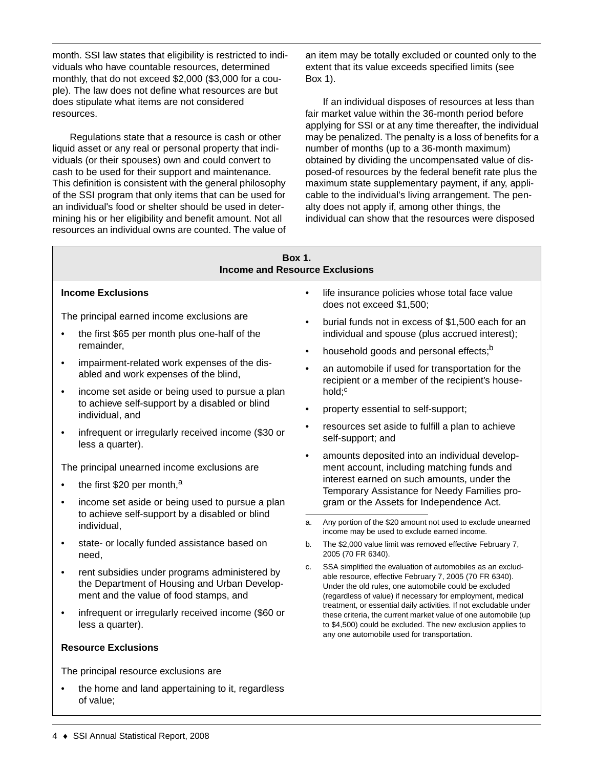month. SSI law states that eligibility is restricted to individuals who have countable resources, determined monthly, that do not exceed $2,000 ($3,000 for a couple). The law does not define what resources are but does stipulate what items are not considered resources.

Regulations state that a resource is cash or other liquid asset or any real or personal property that individuals (or their spouses) own and could convert to cash to be used for their support and maintenance. This definition is consistent with the general philosophy of the SSI program that only items that can be used for an individual's food or shelter should be used in determining his or her eligibility and benefit amount. Not all resources an individual owns are counted. The value of an item may be totally excluded or counted only to the extent that its value exceeds specified limits (see Box 1).

If an individual disposes of resources at less than fair market value within the 36-month period before applying for SSI or at any time thereafter, the individual may be penalized. The penalty is a loss of benefits for a number of months (up to a 36-month maximum) obtained by dividing the uncompensated value of disposed-of resources by the federal benefit rate plus the maximum state supplementary payment, if any, applicable to the individual's living arrangement. The penalty does not apply if, among other things, the individual can show that the resources were disposed

### Box 1. Income and Resource Exclusions

**Income Exclusions**

The principal earned income exclusions are

- the first $65 per month plus one-half of the remainder,
- impairment-related work expenses of the disabled and work expenses of the blind,
- income set aside or being used to pursue a plan to achieve self-support by a disabled or blind individual, and
- infrequent or irregularly received income ($30 or less a quarter).

The principal unearned income exclusions are

- the first $20 per month,[a]
- income set aside or being used to pursue a plan to achieve self-support by a disabled or blind individual,
- state- or locally funded assistance based on need,
- rent subsidies under programs administered by the Department of Housing and Urban Development and the value of food stamps, and
- infrequent or irregularly received income ($60 or less a quarter).

**Resource Exclusions**

The principal resource exclusions are

- the home and land appertaining to it, regardless of value;
- life insurance policies whose total face value does not exceed $1,500;
- burial funds not in excess of $1,500 each for an individual and spouse (plus accrued interest);
- household goods and personal effects;[b]
- an automobile if used for transportation for the recipient or a member of the recipient's household;[c]
- property essential to self-support;
- resources set aside to fulfill a plan to achieve self-support; and
- amounts deposited into an individual development account, including matching funds and interest earned on such amounts, under the Temporary Assistance for Needy Families program or the Assets for Independence Act.

---

a. Any portion of the $20 amount not used to exclude unearned income may be used to exclude earned income.

b. The $2,000 value limit was removed effective February 7, 2005 (70 FR 6340).

c. SSA simplified the evaluation of automobiles as an excludable resource, effective February 7, 2005 (70 FR 6340). Under the old rules, one automobile could be excluded (regardless of value) if necessary for employment, medical treatment, or essential daily activities. If not excludable under these criteria, the current market value of one automobile (up to $4,500) could be excluded. The new exclusion applies to any one automobile used for transportation.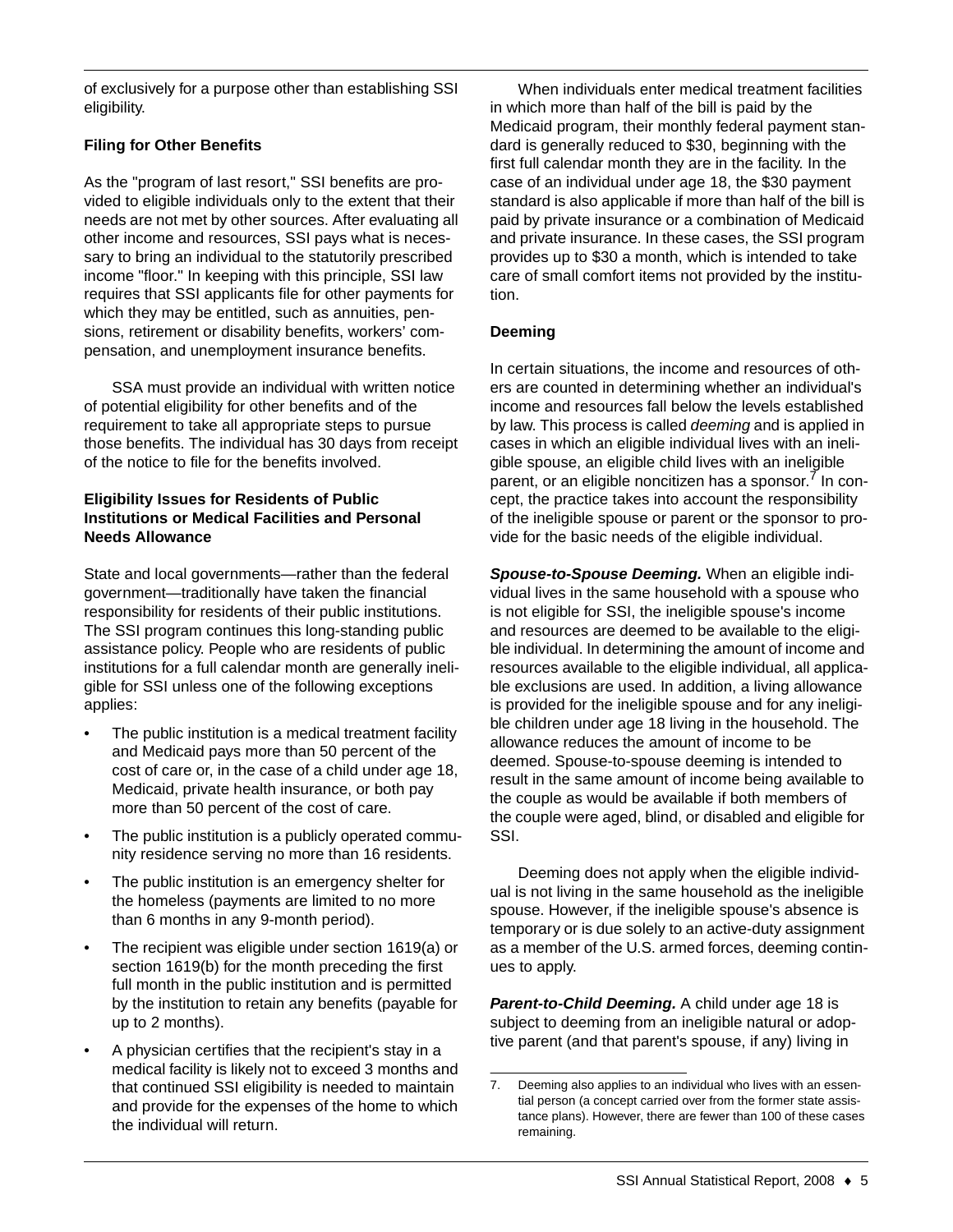of exclusively for a purpose other than establishing SSI eligibility.

**Filing for Other Benefits**

As the "program of last resort," SSI benefits are provided to eligible individuals only to the extent that their needs are not met by other sources. After evaluating all other income and resources, SSI pays what is necessary to bring an individual to the statutorily prescribed income "floor." In keeping with this principle, SSI law requires that SSI applicants file for other payments for which they may be entitled, such as annuities, pensions, retirement or disability benefits, workers' compensation, and unemployment insurance benefits.

SSA must provide an individual with written notice of potential eligibility for other benefits and of the requirement to take all appropriate steps to pursue those benefits. The individual has 30 days from receipt of the notice to file for the benefits involved.

**Eligibility Issues for Residents of Public Institutions or Medical Facilities and Personal Needs Allowance**

State and local governments—rather than the federal government—traditionally have taken the financial responsibility for residents of their public institutions. The SSI program continues this long-standing public assistance policy. People who are residents of public institutions for a full calendar month are generally ineligible for SSI unless one of the following exceptions applies:

- The public institution is a medical treatment facility and Medicaid pays more than 50 percent of the cost of care or, in the case of a child under age 18, Medicaid, private health insurance, or both pay more than 50 percent of the cost of care.
- The public institution is a publicly operated community residence serving no more than 16 residents.
- The public institution is an emergency shelter for the homeless (payments are limited to no more than 6 months in any 9-month period).
- The recipient was eligible under section 1619(a) or section 1619(b) for the month preceding the first full month in the public institution and is permitted by the institution to retain any benefits (payable for up to 2 months).
- A physician certifies that the recipient's stay in a medical facility is likely not to exceed 3 months and that continued SSI eligibility is needed to maintain and provide for the expenses of the home to which the individual will return.

When individuals enter medical treatment facilities in which more than half of the bill is paid by the Medicaid program, their monthly federal payment standard is generally reduced to $30, beginning with the first full calendar month they are in the facility. In the case of an individual under age 18, the $30 payment standard is also applicable if more than half of the bill is paid by private insurance or a combination of Medicaid and private insurance. In these cases, the SSI program provides up to $30 a month, which is intended to take care of small comfort items not provided by the institution.

**Deeming**

In certain situations, the income and resources of others are counted in determining whether an individual's income and resources fall below the levels established by law. This process is called *deeming* and is applied in cases in which an eligible individual lives with an ineligible spouse, an eligible child lives with an ineligible parent, or an eligible noncitizen has a sponsor.[7] In concept, the practice takes into account the responsibility of the ineligible spouse or parent or the sponsor to provide for the basic needs of the eligible individual.

***Spouse-to-Spouse Deeming.*** When an eligible individual lives in the same household with a spouse who is not eligible for SSI, the ineligible spouse's income and resources are deemed to be available to the eligible individual. In determining the amount of income and resources available to the eligible individual, all applicable exclusions are used. In addition, a living allowance is provided for the ineligible spouse and for any ineligible children under age 18 living in the household. The allowance reduces the amount of income to be deemed. Spouse-to-spouse deeming is intended to result in the same amount of income being available to the couple as would be available if both members of the couple were aged, blind, or disabled and eligible for SSI.

Deeming does not apply when the eligible individual is not living in the same household as the ineligible spouse. However, if the ineligible spouse's absence is temporary or is due solely to an active-duty assignment as a member of the U.S. armed forces, deeming continues to apply.

***Parent-to-Child Deeming.*** A child under age 18 is subject to deeming from an ineligible natural or adoptive parent (and that parent's spouse, if any) living in

7. Deeming also applies to an individual who lives with an essential person (a concept carried over from the former state assistance plans). However, there are fewer than 100 of these cases remaining.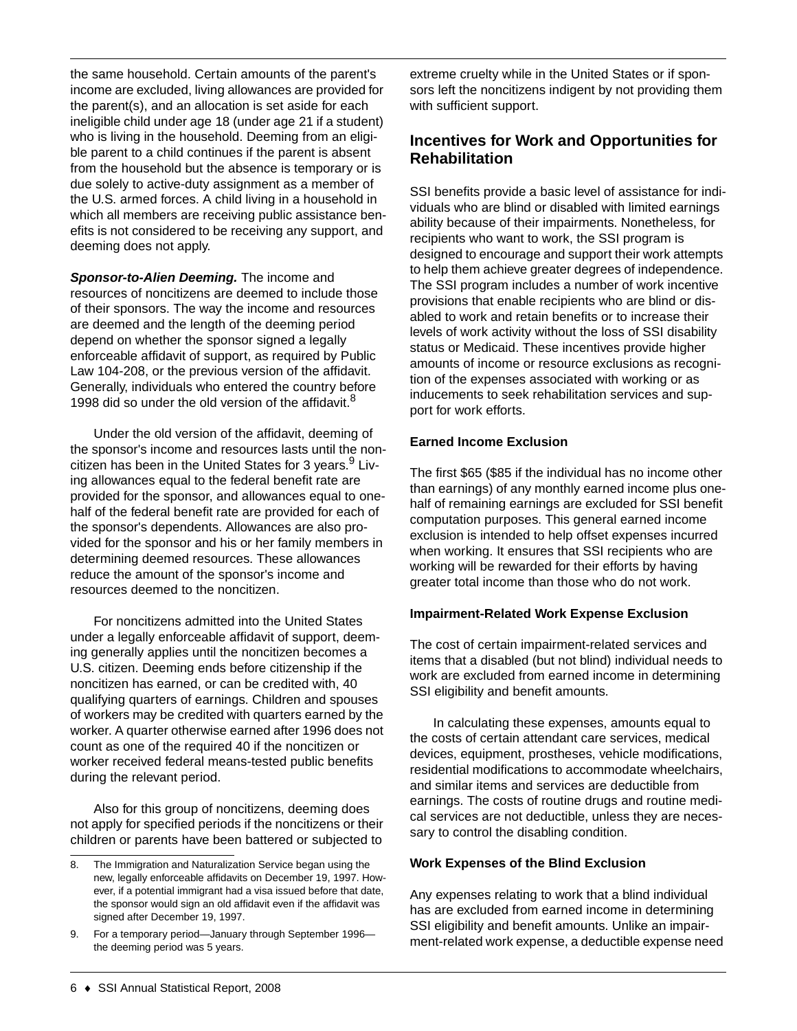the same household. Certain amounts of the parent's income are excluded, living allowances are provided for the parent(s), and an allocation is set aside for each ineligible child under age 18 (under age 21 if a student) who is living in the household. Deeming from an eligible parent to a child continues if the parent is absent from the household but the absence is temporary or is due solely to active-duty assignment as a member of the U.S. armed forces. A child living in a household in which all members are receiving public assistance benefits is not considered to be receiving any support, and deeming does not apply.

***Sponsor-to-Alien Deeming.*** The income and resources of noncitizens are deemed to include those of their sponsors. The way the income and resources are deemed and the length of the deeming period depend on whether the sponsor signed a legally enforceable affidavit of support, as required by Public Law 104-208, or the previous version of the affidavit. Generally, individuals who entered the country before 1998 did so under the old version of the affidavit.[8]

Under the old version of the affidavit, deeming of the sponsor's income and resources lasts until the noncitizen has been in the United States for 3 years.[9] Living allowances equal to the federal benefit rate are provided for the sponsor, and allowances equal to one-half of the federal benefit rate are provided for each of the sponsor's dependents. Allowances are also provided for the sponsor and his or her family members in determining deemed resources. These allowances reduce the amount of the sponsor's income and resources deemed to the noncitizen.

For noncitizens admitted into the United States under a legally enforceable affidavit of support, deeming generally applies until the noncitizen becomes a U.S. citizen. Deeming ends before citizenship if the noncitizen has earned, or can be credited with, 40 qualifying quarters of earnings. Children and spouses of workers may be credited with quarters earned by the worker. A quarter otherwise earned after 1996 does not count as one of the required 40 if the noncitizen or worker received federal means-tested public benefits during the relevant period.

Also for this group of noncitizens, deeming does not apply for specified periods if the noncitizens or their children or parents have been battered or subjected to extreme cruelty while in the United States or if sponsors left the noncitizens indigent by not providing them with sufficient support.

8. The Immigration and Naturalization Service began using the new, legally enforceable affidavits on December 19, 1997. However, if a potential immigrant had a visa issued before that date, the sponsor would sign an old affidavit even if the affidavit was signed after December 19, 1997.

9. For a temporary period—January through September 1996—the deeming period was 5 years.

## Incentives for Work and Opportunities for Rehabilitation

SSI benefits provide a basic level of assistance for individuals who are blind or disabled with limited earnings ability because of their impairments. Nonetheless, for recipients who want to work, the SSI program is designed to encourage and support their work attempts to help them achieve greater degrees of independence. The SSI program includes a number of work incentive provisions that enable recipients who are blind or disabled to work and retain benefits or to increase their levels of work activity without the loss of SSI disability status or Medicaid. These incentives provide higher amounts of income or resource exclusions as recognition of the expenses associated with working or as inducements to seek rehabilitation services and support for work efforts.

### Earned Income Exclusion

The first $65 ($85 if the individual has no income other than earnings) of any monthly earned income plus one-half of remaining earnings are excluded for SSI benefit computation purposes. This general earned income exclusion is intended to help offset expenses incurred when working. It ensures that SSI recipients who are working will be rewarded for their efforts by having greater total income than those who do not work.

### Impairment-Related Work Expense Exclusion

The cost of certain impairment-related services and items that a disabled (but not blind) individual needs to work are excluded from earned income in determining SSI eligibility and benefit amounts.

In calculating these expenses, amounts equal to the costs of certain attendant care services, medical devices, equipment, prostheses, vehicle modifications, residential modifications to accommodate wheelchairs, and similar items and services are deductible from earnings. The costs of routine drugs and routine medical services are not deductible, unless they are necessary to control the disabling condition.

### Work Expenses of the Blind Exclusion

Any expenses relating to work that a blind individual has are excluded from earned income in determining SSI eligibility and benefit amounts. Unlike an impairment-related work expense, a deductible expense need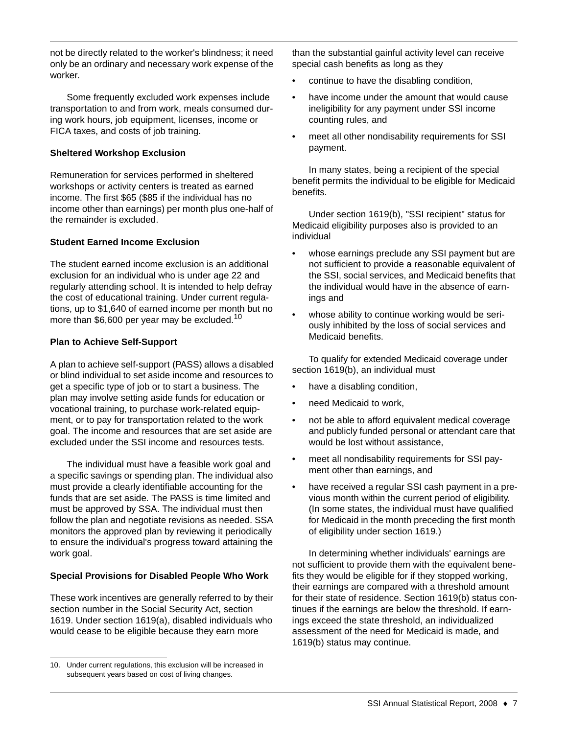not be directly related to the worker's blindness; it need only be an ordinary and necessary work expense of the worker.

Some frequently excluded work expenses include transportation to and from work, meals consumed during work hours, job equipment, licenses, income or FICA taxes, and costs of job training.

**Sheltered Workshop Exclusion**

Remuneration for services performed in sheltered workshops or activity centers is treated as earned income. The first $65 ($85 if the individual has no income other than earnings) per month plus one-half of the remainder is excluded.

**Student Earned Income Exclusion**

The student earned income exclusion is an additional exclusion for an individual who is under age 22 and regularly attending school. It is intended to help defray the cost of educational training. Under current regulations, up to $1,640 of earned income per month but no more than $6,600 per year may be excluded.[10]

**Plan to Achieve Self-Support**

A plan to achieve self-support (PASS) allows a disabled or blind individual to set aside income and resources to get a specific type of job or to start a business. The plan may involve setting aside funds for education or vocational training, to purchase work-related equipment, or to pay for transportation related to the work goal. The income and resources that are set aside are excluded under the SSI income and resources tests.

The individual must have a feasible work goal and a specific savings or spending plan. The individual also must provide a clearly identifiable accounting for the funds that are set aside. The PASS is time limited and must be approved by SSA. The individual must then follow the plan and negotiate revisions as needed. SSA monitors the approved plan by reviewing it periodically to ensure the individual's progress toward attaining the work goal.

**Special Provisions for Disabled People Who Work**

These work incentives are generally referred to by their section number in the Social Security Act, section 1619. Under section 1619(a), disabled individuals who would cease to be eligible because they earn more than the substantial gainful activity level can receive special cash benefits as long as they

- continue to have the disabling condition,
- have income under the amount that would cause ineligibility for any payment under SSI income counting rules, and
- meet all other nondisability requirements for SSI payment.

In many states, being a recipient of the special benefit permits the individual to be eligible for Medicaid benefits.

Under section 1619(b), "SSI recipient" status for Medicaid eligibility purposes also is provided to an individual

- whose earnings preclude any SSI payment but are not sufficient to provide a reasonable equivalent of the SSI, social services, and Medicaid benefits that the individual would have in the absence of earnings and
- whose ability to continue working would be seriously inhibited by the loss of social services and Medicaid benefits.

To qualify for extended Medicaid coverage under section 1619(b), an individual must

- have a disabling condition,
- need Medicaid to work,
- not be able to afford equivalent medical coverage and publicly funded personal or attendant care that would be lost without assistance,
- meet all nondisability requirements for SSI payment other than earnings, and
- have received a regular SSI cash payment in a previous month within the current period of eligibility. (In some states, the individual must have qualified for Medicaid in the month preceding the first month of eligibility under section 1619.)

In determining whether individuals' earnings are not sufficient to provide them with the equivalent benefits they would be eligible for if they stopped working, their earnings are compared with a threshold amount for their state of residence. Section 1619(b) status continues if the earnings are below the threshold. If earnings exceed the state threshold, an individualized assessment of the need for Medicaid is made, and 1619(b) status may continue.

---

10. Under current regulations, this exclusion will be increased in subsequent years based on cost of living changes.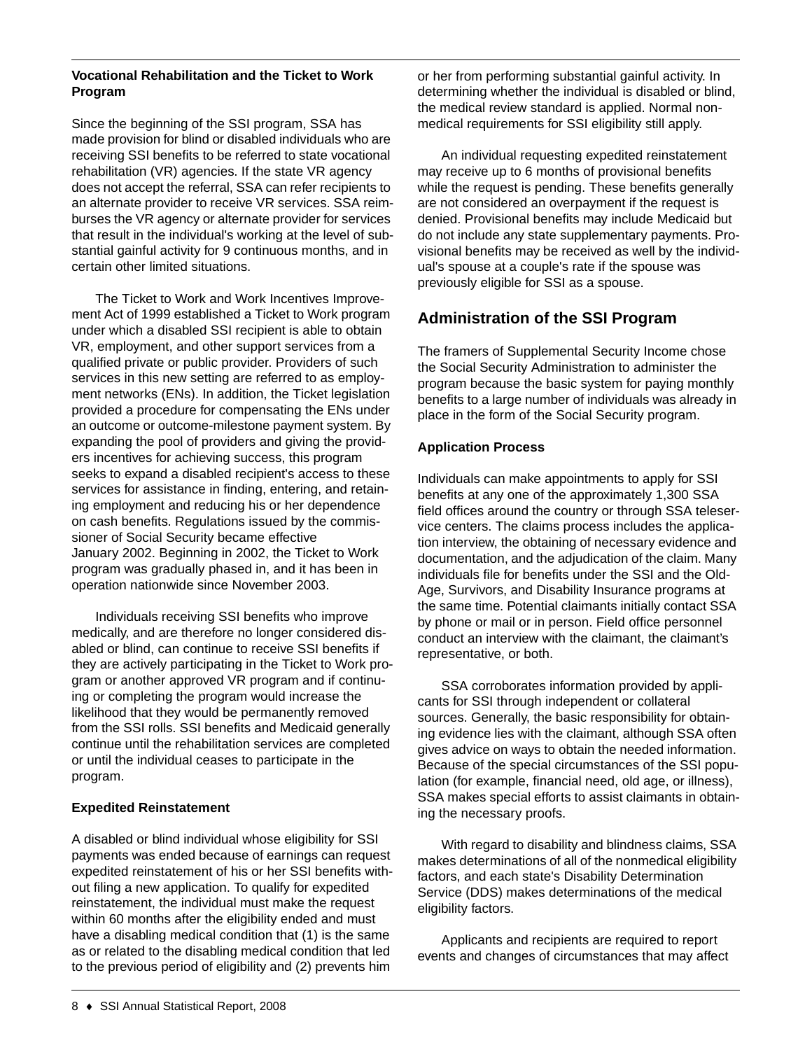### Vocational Rehabilitation and the Ticket to Work Program

Since the beginning of the SSI program, SSA has made provision for blind or disabled individuals who are receiving SSI benefits to be referred to state vocational rehabilitation (VR) agencies. If the state VR agency does not accept the referral, SSA can refer recipients to an alternate provider to receive VR services. SSA reimburses the VR agency or alternate provider for services that result in the individual's working at the level of substantial gainful activity for 9 continuous months, and in certain other limited situations.

The Ticket to Work and Work Incentives Improvement Act of 1999 established a Ticket to Work program under which a disabled SSI recipient is able to obtain VR, employment, and other support services from a qualified private or public provider. Providers of such services in this new setting are referred to as employment networks (ENs). In addition, the Ticket legislation provided a procedure for compensating the ENs under an outcome or outcome-milestone payment system. By expanding the pool of providers and giving the providers incentives for achieving success, this program seeks to expand a disabled recipient's access to these services for assistance in finding, entering, and retaining employment and reducing his or her dependence on cash benefits. Regulations issued by the commissioner of Social Security became effective January 2002. Beginning in 2002, the Ticket to Work program was gradually phased in, and it has been in operation nationwide since November 2003.

Individuals receiving SSI benefits who improve medically, and are therefore no longer considered disabled or blind, can continue to receive SSI benefits if they are actively participating in the Ticket to Work program or another approved VR program and if continuing or completing the program would increase the likelihood that they would be permanently removed from the SSI rolls. SSI benefits and Medicaid generally continue until the rehabilitation services are completed or until the individual ceases to participate in the program.

### Expedited Reinstatement

A disabled or blind individual whose eligibility for SSI payments was ended because of earnings can request expedited reinstatement of his or her SSI benefits without filing a new application. To qualify for expedited reinstatement, the individual must make the request within 60 months after the eligibility ended and must have a disabling medical condition that (1) is the same as or related to the disabling medical condition that led to the previous period of eligibility and (2) prevents him or her from performing substantial gainful activity. In determining whether the individual is disabled or blind, the medical review standard is applied. Normal nonmedical requirements for SSI eligibility still apply.

An individual requesting expedited reinstatement may receive up to 6 months of provisional benefits while the request is pending. These benefits generally are not considered an overpayment if the request is denied. Provisional benefits may include Medicaid but do not include any state supplementary payments. Provisional benefits may be received as well by the individual's spouse at a couple's rate if the spouse was previously eligible for SSI as a spouse.

## Administration of the SSI Program

The framers of Supplemental Security Income chose the Social Security Administration to administer the program because the basic system for paying monthly benefits to a large number of individuals was already in place in the form of the Social Security program.

### Application Process

Individuals can make appointments to apply for SSI benefits at any one of the approximately 1,300 SSA field offices around the country or through SSA teleservice centers. The claims process includes the application interview, the obtaining of necessary evidence and documentation, and the adjudication of the claim. Many individuals file for benefits under the SSI and the Old-Age, Survivors, and Disability Insurance programs at the same time. Potential claimants initially contact SSA by phone or mail or in person. Field office personnel conduct an interview with the claimant, the claimant's representative, or both.

SSA corroborates information provided by applicants for SSI through independent or collateral sources. Generally, the basic responsibility for obtaining evidence lies with the claimant, although SSA often gives advice on ways to obtain the needed information. Because of the special circumstances of the SSI population (for example, financial need, old age, or illness), SSA makes special efforts to assist claimants in obtaining the necessary proofs.

With regard to disability and blindness claims, SSA makes determinations of all of the nonmedical eligibility factors, and each state's Disability Determination Service (DDS) makes determinations of the medical eligibility factors.

Applicants and recipients are required to report events and changes of circumstances that may affect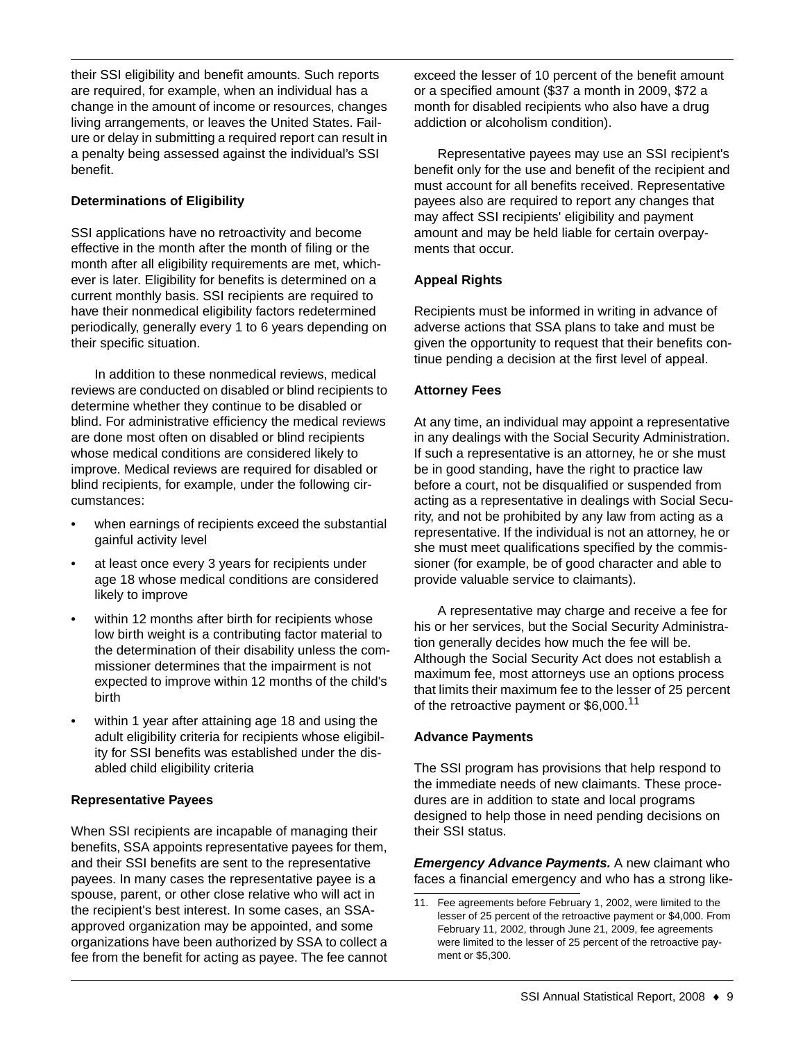their SSI eligibility and benefit amounts. Such reports are required, for example, when an individual has a change in the amount of income or resources, changes living arrangements, or leaves the United States. Failure or delay in submitting a required report can result in a penalty being assessed against the individual's SSI benefit.

**Determinations of Eligibility**

SSI applications have no retroactivity and become effective in the month after the month of filing or the month after all eligibility requirements are met, whichever is later. Eligibility for benefits is determined on a current monthly basis. SSI recipients are required to have their nonmedical eligibility factors redetermined periodically, generally every 1 to 6 years depending on their specific situation.

In addition to these nonmedical reviews, medical reviews are conducted on disabled or blind recipients to determine whether they continue to be disabled or blind. For administrative efficiency the medical reviews are done most often on disabled or blind recipients whose medical conditions are considered likely to improve. Medical reviews are required for disabled or blind recipients, for example, under the following circumstances:

- when earnings of recipients exceed the substantial gainful activity level
- at least once every 3 years for recipients under age 18 whose medical conditions are considered likely to improve
- within 12 months after birth for recipients whose low birth weight is a contributing factor material to the determination of their disability unless the commissioner determines that the impairment is not expected to improve within 12 months of the child's birth
- within 1 year after attaining age 18 and using the adult eligibility criteria for recipients whose eligibility for SSI benefits was established under the disabled child eligibility criteria

**Representative Payees**

When SSI recipients are incapable of managing their benefits, SSA appoints representative payees for them, and their SSI benefits are sent to the representative payees. In many cases the representative payee is a spouse, parent, or other close relative who will act in the recipient's best interest. In some cases, an SSA-approved organization may be appointed, and some organizations have been authorized by SSA to collect a fee from the benefit for acting as payee. The fee cannot exceed the lesser of 10 percent of the benefit amount or a specified amount ($37 a month in 2009, $72 a month for disabled recipients who also have a drug addiction or alcoholism condition).

Representative payees may use an SSI recipient's benefit only for the use and benefit of the recipient and must account for all benefits received. Representative payees also are required to report any changes that may affect SSI recipients' eligibility and payment amount and may be held liable for certain overpayments that occur.

**Appeal Rights**

Recipients must be informed in writing in advance of adverse actions that SSA plans to take and must be given the opportunity to request that their benefits continue pending a decision at the first level of appeal.

**Attorney Fees**

At any time, an individual may appoint a representative in any dealings with the Social Security Administration. If such a representative is an attorney, he or she must be in good standing, have the right to practice law before a court, not be disqualified or suspended from acting as a representative in dealings with Social Security, and not be prohibited by any law from acting as a representative. If the individual is not an attorney, he or she must meet qualifications specified by the commissioner (for example, be of good character and able to provide valuable service to claimants).

A representative may charge and receive a fee for his or her services, but the Social Security Administration generally decides how much the fee will be. Although the Social Security Act does not establish a maximum fee, most attorneys use an options process that limits their maximum fee to the lesser of 25 percent of the retroactive payment or $6,000.[11]

**Advance Payments**

The SSI program has provisions that help respond to the immediate needs of new claimants. These procedures are in addition to state and local programs designed to help those in need pending decisions on their SSI status.

***Emergency Advance Payments.*** A new claimant who faces a financial emergency and who has a strong like-

11. Fee agreements before February 1, 2002, were limited to the lesser of 25 percent of the retroactive payment or $4,000. From February 11, 2002, through June 21, 2009, fee agreements were limited to the lesser of 25 percent of the retroactive payment or $5,300.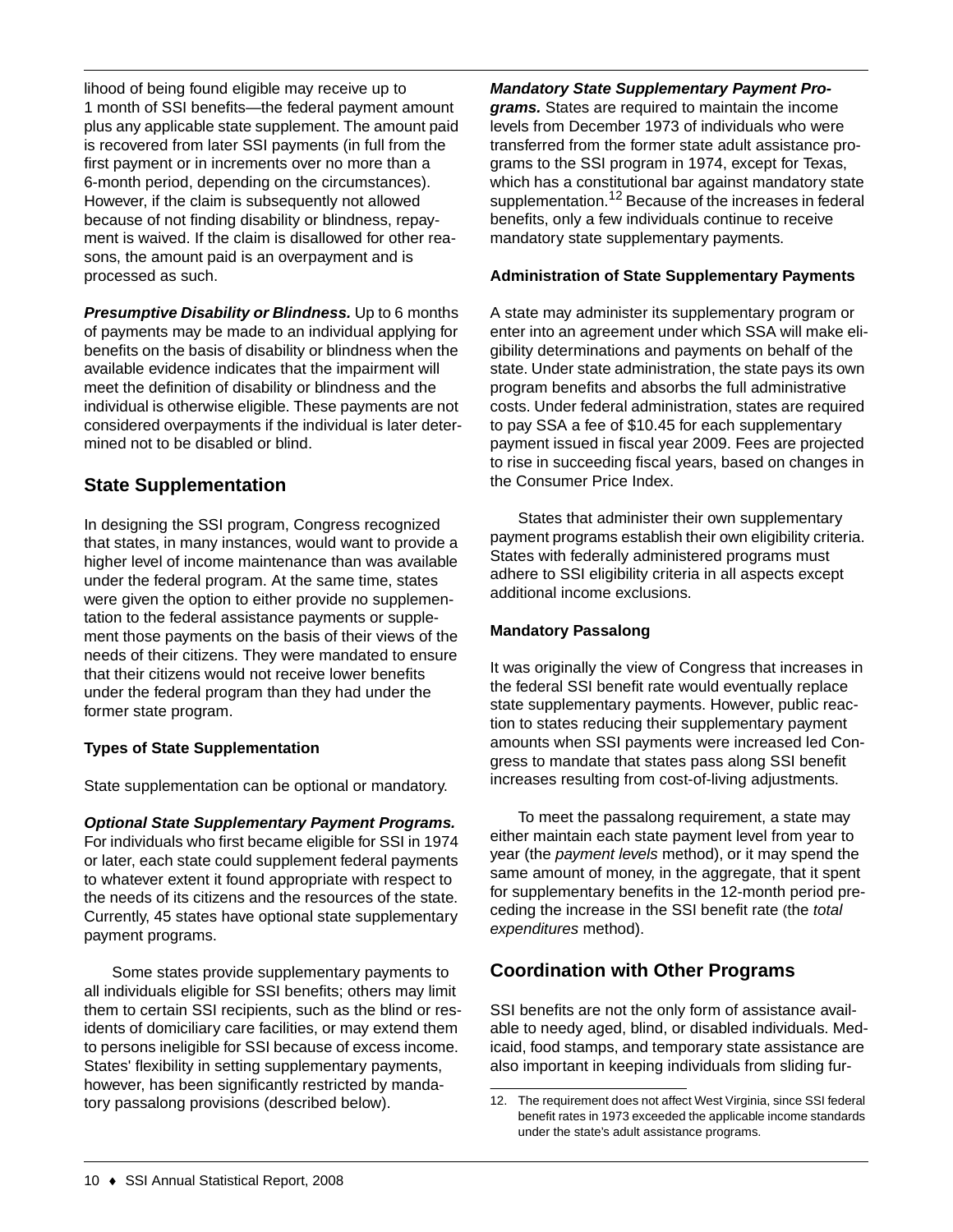lihood of being found eligible may receive up to 1 month of SSI benefits—the federal payment amount plus any applicable state supplement. The amount paid is recovered from later SSI payments (in full from the first payment or in increments over no more than a 6-month period, depending on the circumstances). However, if the claim is subsequently not allowed because of not finding disability or blindness, repayment is waived. If the claim is disallowed for other reasons, the amount paid is an overpayment and is processed as such.

***Presumptive Disability or Blindness.*** Up to 6 months of payments may be made to an individual applying for benefits on the basis of disability or blindness when the available evidence indicates that the impairment will meet the definition of disability or blindness and the individual is otherwise eligible. These payments are not considered overpayments if the individual is later determined not to be disabled or blind.

## State Supplementation

In designing the SSI program, Congress recognized that states, in many instances, would want to provide a higher level of income maintenance than was available under the federal program. At the same time, states were given the option to either provide no supplementation to the federal assistance payments or supplement those payments on the basis of their views of the needs of their citizens. They were mandated to ensure that their citizens would not receive lower benefits under the federal program than they had under the former state program.

### Types of State Supplementation

State supplementation can be optional or mandatory.

***Optional State Supplementary Payment Programs.*** For individuals who first became eligible for SSI in 1974 or later, each state could supplement federal payments to whatever extent it found appropriate with respect to the needs of its citizens and the resources of the state. Currently, 45 states have optional state supplementary payment programs.

Some states provide supplementary payments to all individuals eligible for SSI benefits; others may limit them to certain SSI recipients, such as the blind or residents of domiciliary care facilities, or may extend them to persons ineligible for SSI because of excess income. States' flexibility in setting supplementary payments, however, has been significantly restricted by mandatory passalong provisions (described below).

***Mandatory State Supplementary Payment Programs.*** States are required to maintain the income levels from December 1973 of individuals who were transferred from the former state adult assistance programs to the SSI program in 1974, except for Texas, which has a constitutional bar against mandatory state supplementation.[12] Because of the increases in federal benefits, only a few individuals continue to receive mandatory state supplementary payments.

### Administration of State Supplementary Payments

A state may administer its supplementary program or enter into an agreement under which SSA will make eligibility determinations and payments on behalf of the state. Under state administration, the state pays its own program benefits and absorbs the full administrative costs. Under federal administration, states are required to pay SSA a fee of $10.45 for each supplementary payment issued in fiscal year 2009. Fees are projected to rise in succeeding fiscal years, based on changes in the Consumer Price Index.

States that administer their own supplementary payment programs establish their own eligibility criteria. States with federally administered programs must adhere to SSI eligibility criteria in all aspects except additional income exclusions.

### Mandatory Passalong

It was originally the view of Congress that increases in the federal SSI benefit rate would eventually replace state supplementary payments. However, public reaction to states reducing their supplementary payment amounts when SSI payments were increased led Congress to mandate that states pass along SSI benefit increases resulting from cost-of-living adjustments.

To meet the passalong requirement, a state may either maintain each state payment level from year to year (the *payment levels* method), or it may spend the same amount of money, in the aggregate, that it spent for supplementary benefits in the 12-month period preceding the increase in the SSI benefit rate (the *total expenditures* method).

## Coordination with Other Programs

SSI benefits are not the only form of assistance available to needy aged, blind, or disabled individuals. Medicaid, food stamps, and temporary state assistance are also important in keeping individuals from sliding fur-

12. The requirement does not affect West Virginia, since SSI federal benefit rates in 1973 exceeded the applicable income standards under the state's adult assistance programs.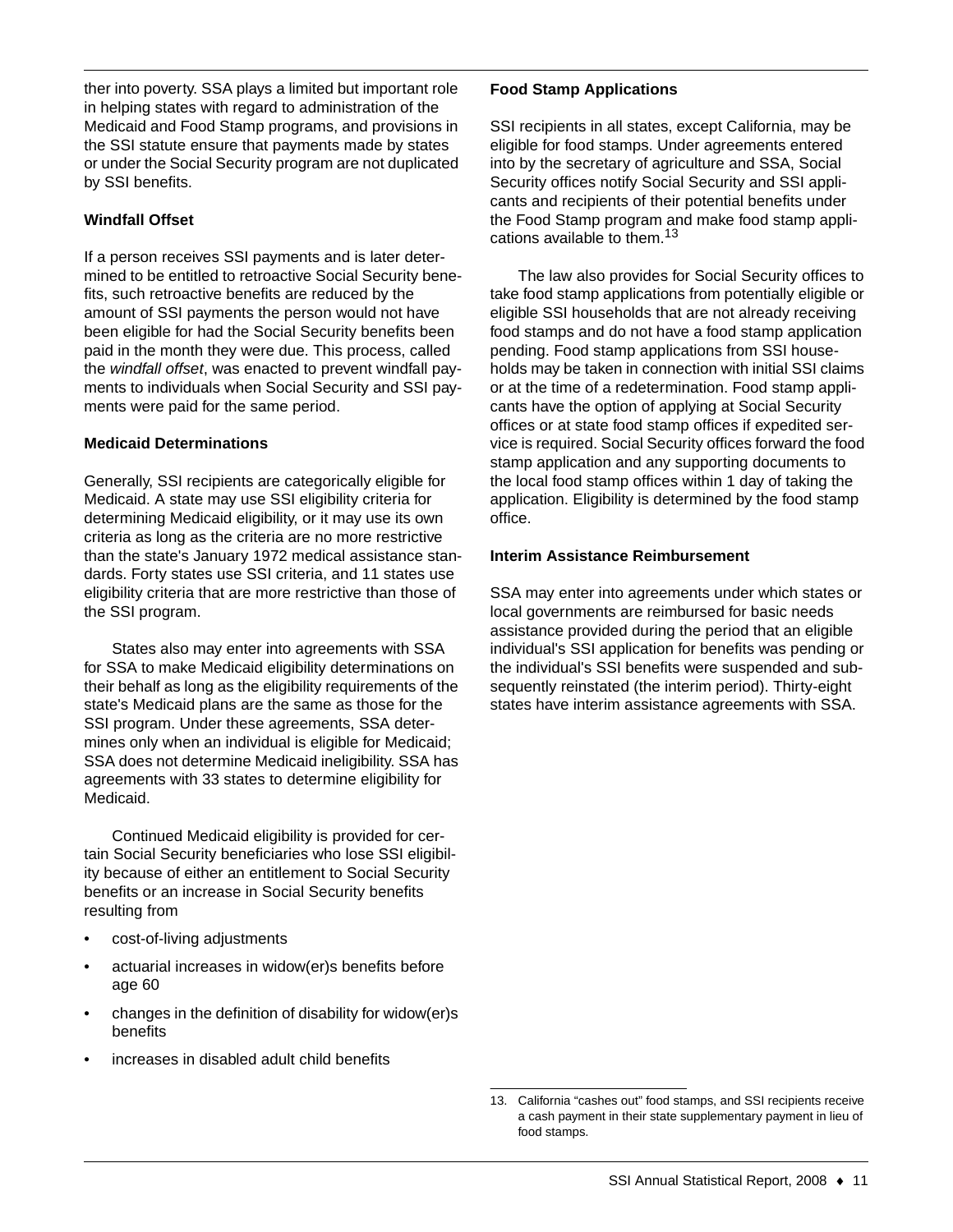ther into poverty. SSA plays a limited but important role in helping states with regard to administration of the Medicaid and Food Stamp programs, and provisions in the SSI statute ensure that payments made by states or under the Social Security program are not duplicated by SSI benefits.

### Windfall Offset

If a person receives SSI payments and is later determined to be entitled to retroactive Social Security benefits, such retroactive benefits are reduced by the amount of SSI payments the person would not have been eligible for had the Social Security benefits been paid in the month they were due. This process, called the *windfall offset*, was enacted to prevent windfall payments to individuals when Social Security and SSI payments were paid for the same period.

### Medicaid Determinations

Generally, SSI recipients are categorically eligible for Medicaid. A state may use SSI eligibility criteria for determining Medicaid eligibility, or it may use its own criteria as long as the criteria are no more restrictive than the state's January 1972 medical assistance standards. Forty states use SSI criteria, and 11 states use eligibility criteria that are more restrictive than those of the SSI program.

States also may enter into agreements with SSA for SSA to make Medicaid eligibility determinations on their behalf as long as the eligibility requirements of the state's Medicaid plans are the same as those for the SSI program. Under these agreements, SSA determines only when an individual is eligible for Medicaid; SSA does not determine Medicaid ineligibility. SSA has agreements with 33 states to determine eligibility for Medicaid.

Continued Medicaid eligibility is provided for certain Social Security beneficiaries who lose SSI eligibility because of either an entitlement to Social Security benefits or an increase in Social Security benefits resulting from

- cost-of-living adjustments
- actuarial increases in widow(er)s benefits before age 60
- changes in the definition of disability for widow(er)s benefits
- increases in disabled adult child benefits

### Food Stamp Applications

SSI recipients in all states, except California, may be eligible for food stamps. Under agreements entered into by the secretary of agriculture and SSA, Social Security offices notify Social Security and SSI applicants and recipients of their potential benefits under the Food Stamp program and make food stamp applications available to them.[13]

The law also provides for Social Security offices to take food stamp applications from potentially eligible or eligible SSI households that are not already receiving food stamps and do not have a food stamp application pending. Food stamp applications from SSI households may be taken in connection with initial SSI claims or at the time of a redetermination. Food stamp applicants have the option of applying at Social Security offices or at state food stamp offices if expedited service is required. Social Security offices forward the food stamp application and any supporting documents to the local food stamp offices within 1 day of taking the application. Eligibility is determined by the food stamp office.

### Interim Assistance Reimbursement

SSA may enter into agreements under which states or local governments are reimbursed for basic needs assistance provided during the period that an eligible individual's SSI application for benefits was pending or the individual's SSI benefits were suspended and subsequently reinstated (the interim period). Thirty-eight states have interim assistance agreements with SSA.

---

13. California "cashes out" food stamps, and SSI recipients receive a cash payment in their state supplementary payment in lieu of food stamps.